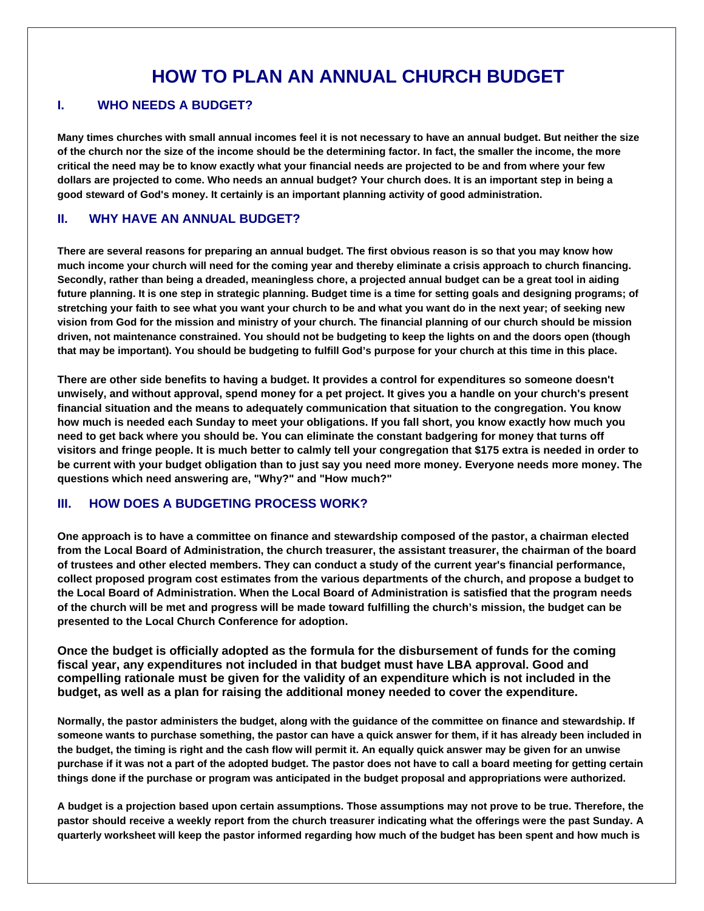# HOW TO PLAN AN ANNUAL CHURCH BUDGET

## I. WHO NEEDS A BUDGET?

**Many times churches with small annual incomes feel it is not necessary to have an annual budget. But neither the size of the church nor the size of the income should be the determining factor. In fact, the smaller the income, the more critical the need may be to know exactly what your financial needs are projected to be and from where your few dollars are projected to come. Who needs an annual budget? Your church does. It is an important step in being a good steward of God's money. It certainly is an important planning activity of good administration.**

## II. WHY HAVE AN ANNUAL BUDGET?

**There are several reasons for preparing an annual budget. The first obvious reason is so that you may know how much income your church will need for the coming year and thereby eliminate a crisis approach to church financing. Secondly, rather than being a dreaded, meaningless chore, a projected annual budget can be a great tool in aiding future planning. It is one step in strategic planning. Budget time is a time for setting goals and designing programs; of stretching your faith to see what you want your church to be and what you want do in the next year; of seeking new vision from God for the mission and ministry of your church. The financial planning of our church should be mission driven, not maintenance constrained. You should not be budgeting to keep the lights on and the doors open (though that may be important). You should be budgeting to fulfill God's purpose for your church at this time in this place.**

**There are other side benefits to having a budget. It provides a control for expenditures so someone doesn't unwisely, and without approval, spend money for a pet project. It gives you a handle on your church's present financial situation and the means to adequately communication that situation to the congregation. You know how much is needed each Sunday to meet your obligations. If you fall short, you know exactly how much you need to get back where you should be. You can eliminate the constant badgering for money that turns off visitors and fringe people. It is much better to calmly tell your congregation that $175 extra is needed in order to be current with your budget obligation than to just say you need more money. Everyone needs more money. The questions which need answering are, "Why?" and "How much?"**

## III. HOW DOES A BUDGETING PROCESS WORK?

**One approach is to have a committee on finance and stewardship composed of the pastor, a chairman elected from the Local Board of Administration, the church treasurer, the assistant treasurer, the chairman of the board of trustees and other elected members. They can conduct a study of the current year's financial performance, collect proposed program cost estimates from the various departments of the church, and propose a budget to the Local Board of Administration. When the Local Board of Administration is satisfied that the program needs of the church will be met and progress will be made toward fulfilling the church's mission, the budget can be presented to the Local Church Conference for adoption.**

**Once the budget is officially adopted as the formula for the disbursement of funds for the coming fiscal year, any expenditures not included in that budget must have LBA approval. Good and compelling rationale must be given for the validity of an expenditure which is not included in the budget, as well as a plan for raising the additional money needed to cover the expenditure.**

**Normally, the pastor administers the budget, along with the guidance of the committee on finance and stewardship. If someone wants to purchase something, the pastor can have a quick answer for them, if it has already been included in the budget, the timing is right and the cash flow will permit it. An equally quick answer may be given for an unwise purchase if it was not a part of the adopted budget. The pastor does not have to call a board meeting for getting certain things done if the purchase or program was anticipated in the budget proposal and appropriations were authorized.**

**A budget is a projection based upon certain assumptions. Those assumptions may not prove to be true. Therefore, the pastor should receive a weekly report from the church treasurer indicating what the offerings were the past Sunday. A quarterly worksheet will keep the pastor informed regarding how much of the budget has been spent and how much is**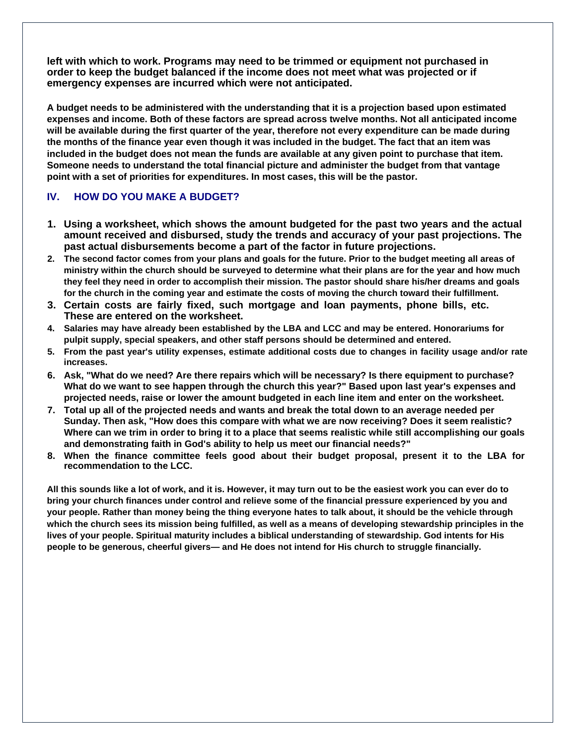**left with which to work. Programs may need to be trimmed or equipment not purchased in order to keep the budget balanced if the income does not meet what was projected or if emergency expenses are incurred which were not anticipated.**

**A budget needs to be administered with the understanding that it is a projection based upon estimated expenses and income. Both of these factors are spread across twelve months. Not all anticipated income will be available during the first quarter of the year, therefore not every expenditure can be made during the months of the finance year even though it was included in the budget. The fact that an item was included in the budget does not mean the funds are available at any given point to purchase that item. Someone needs to understand the total financial picture and administer the budget from that vantage point with a set of priorities for expenditures. In most cases, this will be the pastor.**

## IV. HOW DO YOU MAKE A BUDGET?

1. **Using a worksheet, which shows the amount budgeted for the past two years and the actual amount received and disbursed, study the trends and accuracy of your past projections. The past actual disbursements become a part of the factor in future projections.**
2. **The second factor comes from your plans and goals for the future. Prior to the budget meeting all areas of ministry within the church should be surveyed to determine what their plans are for the year and how much they feel they need in order to accomplish their mission. The pastor should share his/her dreams and goals for the church in the coming year and estimate the costs of moving the church toward their fulfillment.**
3. **Certain costs are fairly fixed, such mortgage and loan payments, phone bills, etc. These are entered on the worksheet.**
4. **Salaries may have already been established by the LBA and LCC and may be entered. Honorariums for pulpit supply, special speakers, and other staff persons should be determined and entered.**
5. **From the past year's utility expenses, estimate additional costs due to changes in facility usage and/or rate increases.**
6. **Ask, "What do we need? Are there repairs which will be necessary? Is there equipment to purchase? What do we want to see happen through the church this year?" Based upon last year's expenses and projected needs, raise or lower the amount budgeted in each line item and enter on the worksheet.**
7. **Total up all of the projected needs and wants and break the total down to an average needed per Sunday. Then ask, "How does this compare with what we are now receiving? Does it seem realistic? Where can we trim in order to bring it to a place that seems realistic while still accomplishing our goals and demonstrating faith in God's ability to help us meet our financial needs?"**
8. **When the finance committee feels good about their budget proposal, present it to the LBA for recommendation to the LCC.**

**All this sounds like a lot of work, and it is. However, it may turn out to be the easiest work you can ever do to bring your church finances under control and relieve some of the financial pressure experienced by you and your people. Rather than money being the thing everyone hates to talk about, it should be the vehicle through which the church sees its mission being fulfilled, as well as a means of developing stewardship principles in the lives of your people. Spiritual maturity includes a biblical understanding of stewardship. God intents for His people to be generous, cheerful givers— and He does not intend for His church to struggle financially.**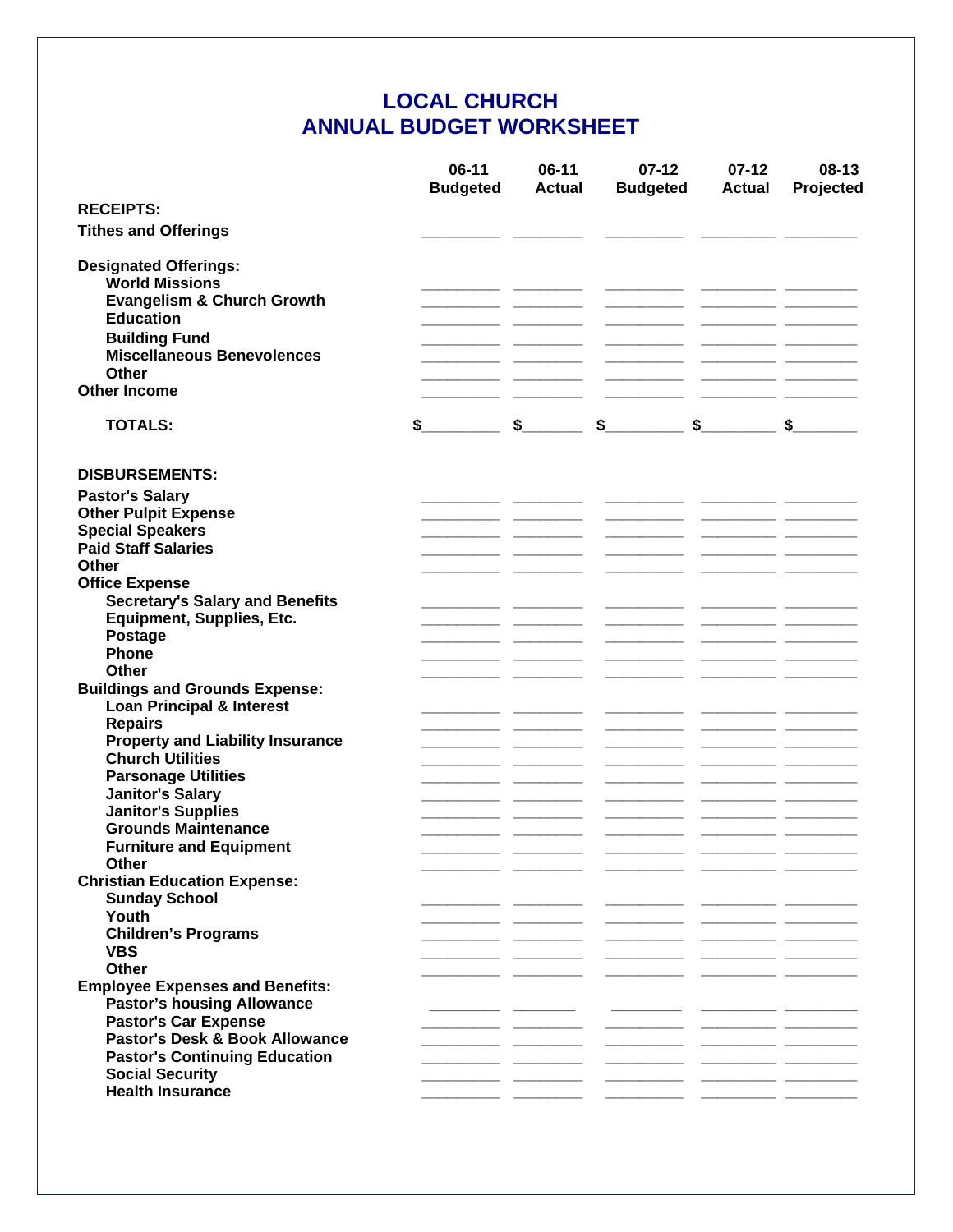# LOCAL CHURCH
# ANNUAL BUDGET WORKSHEET

| | 06-11 Budgeted | 06-11 Actual | 07-12 Budgeted | 07-12 Actual | 08-13 Projected |
|---|---|---|---|---|---|
| **RECEIPTS:** | | | | | |
| **Tithes and Offerings** | ________ | ________ | ________ | ________ | ________ |
| **Designated Offerings:** | | | | | |
| **World Missions** | ________ | ________ | ________ | ________ | ________ |
| **Evangelism & Church Growth** | ________ | ________ | ________ | ________ | ________ |
| **Education** | ________ | ________ | ________ | ________ | ________ |
| **Building Fund** | ________ | ________ | ________ | ________ | ________ |
| **Miscellaneous Benevolences** | ________ | ________ | ________ | ________ | ________ |
| **Other** | ________ | ________ | ________ | ________ | ________ |
| **Other Income** | ________ | ________ | ________ | ________ | ________ |
| **TOTALS:** | $________ | $________ | $________ | $________ | $________ |
| **DISBURSEMENTS:** | | | | | |
| **Pastor's Salary** | ________ | ________ | ________ | ________ | ________ |
| **Other Pulpit Expense** | ________ | ________ | ________ | ________ | ________ |
| **Special Speakers** | ________ | ________ | ________ | ________ | ________ |
| **Paid Staff Salaries** | ________ | ________ | ________ | ________ | ________ |
| **Other** | ________ | ________ | ________ | ________ | ________ |
| **Office Expense** | | | | | |
| **Secretary's Salary and Benefits** | ________ | ________ | ________ | ________ | ________ |
| **Equipment, Supplies, Etc.** | ________ | ________ | ________ | ________ | ________ |
| **Postage** | ________ | ________ | ________ | ________ | ________ |
| **Phone** | ________ | ________ | ________ | ________ | ________ |
| **Other** | ________ | ________ | ________ | ________ | ________ |
| **Buildings and Grounds Expense:** | | | | | |
| **Loan Principal & Interest** | ________ | ________ | ________ | ________ | ________ |
| **Repairs** | ________ | ________ | ________ | ________ | ________ |
| **Property and Liability Insurance** | ________ | ________ | ________ | ________ | ________ |
| **Church Utilities** | ________ | ________ | ________ | ________ | ________ |
| **Parsonage Utilities** | ________ | ________ | ________ | ________ | ________ |
| **Janitor's Salary** | ________ | ________ | ________ | ________ | ________ |
| **Janitor's Supplies** | ________ | ________ | ________ | ________ | ________ |
| **Grounds Maintenance** | ________ | ________ | ________ | ________ | ________ |
| **Furniture and Equipment** | ________ | ________ | ________ | ________ | ________ |
| **Other** | ________ | ________ | ________ | ________ | ________ |
| **Christian Education Expense:** | | | | | |
| **Sunday School** | ________ | ________ | ________ | ________ | ________ |
| **Youth** | ________ | ________ | ________ | ________ | ________ |
| **Children's Programs** | ________ | ________ | ________ | ________ | ________ |
| **VBS** | ________ | ________ | ________ | ________ | ________ |
| **Other** | ________ | ________ | ________ | ________ | ________ |
| **Employee Expenses and Benefits:** | | | | | |
| **Pastor's housing Allowance** | ________ | ________ | ________ | ________ | ________ |
| **Pastor's Car Expense** | ________ | ________ | ________ | ________ | ________ |
| **Pastor's Desk & Book Allowance** | ________ | ________ | ________ | ________ | ________ |
| **Pastor's Continuing Education** | ________ | ________ | ________ | ________ | ________ |
| **Social Security** | ________ | ________ | ________ | ________ | ________ |
| **Health Insurance** | ________ | ________ | ________ | ________ | ________ |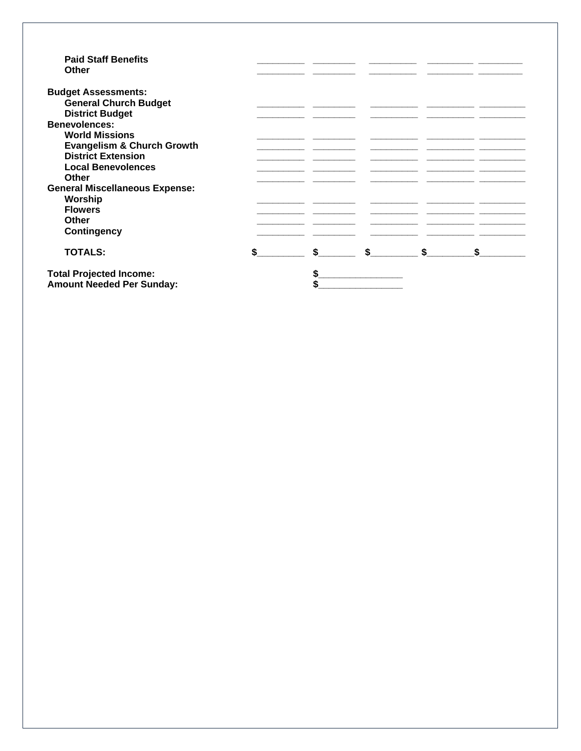| | | | | | |
|---|---|---|---|---|---|
| **Paid Staff Benefits** | _________ | ________ | _________ | _________ | ________ |
| **Other** | _________ | ________ | _________ | _________ | ________ |
| | | | | | |
| **Budget Assessments:** | | | | | |
| **General Church Budget** | _________ | ________ | _________ | _________ | _________ |
| **District Budget** | _________ | ________ | _________ | _________ | _________ |
| **Benevolences:** | | | | | |
| **World Missions** | _________ | ________ | _________ | _________ | _________ |
| **Evangelism & Church Growth** | _________ | ________ | _________ | _________ | _________ |
| **District Extension** | _________ | ________ | _________ | _________ | _________ |
| **Local Benevolences** | _________ | ________ | _________ | _________ | _________ |
| **Other** | _________ | ________ | _________ | _________ | _________ |
| **General Miscellaneous Expense:** | | | | | |
| **Worship** | _________ | ________ | _________ | _________ | _________ |
| **Flowers** | _________ | ________ | _________ | _________ | _________ |
| **Other** | _________ | ________ | _________ | _________ | _________ |
| **Contingency** | _________ | ________ | _________ | _________ | _________ |
| | | | | | |
| **TOTALS:** | $_________ | $_______ | $_________ | $_________ | $_________ |

**Total Projected Income:** $________________

**Amount Needed Per Sunday:** $________________